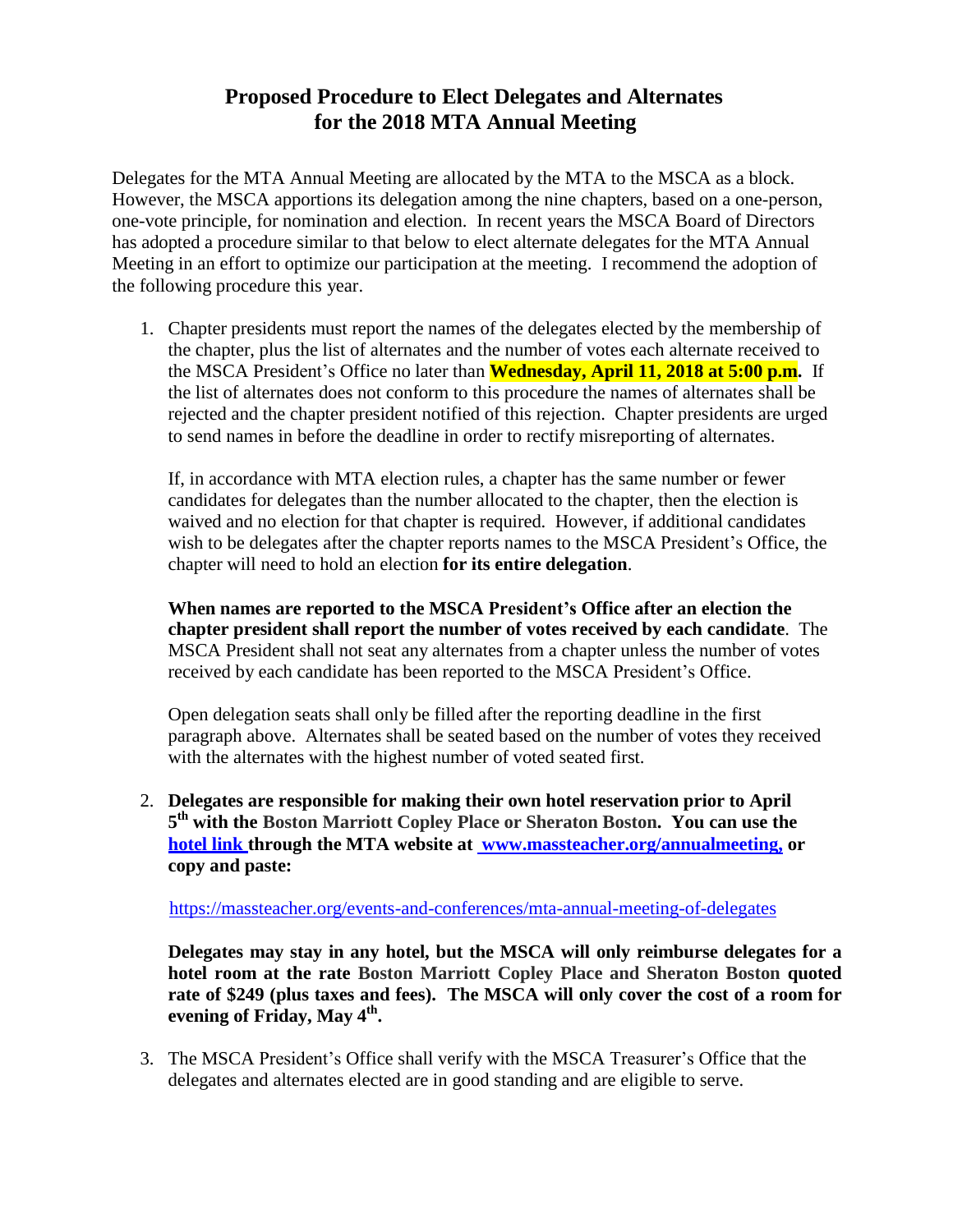# Proposed Procedure to Elect Delegates and Alternates for the 2018 MTA Annual Meeting

Delegates for the MTA Annual Meeting are allocated by the MTA to the MSCA as a block. However, the MSCA apportions its delegation among the nine chapters, based on a one-person, one-vote principle, for nomination and election. In recent years the MSCA Board of Directors has adopted a procedure similar to that below to elect alternate delegates for the MTA Annual Meeting in an effort to optimize our participation at the meeting. I recommend the adoption of the following procedure this year.

1. Chapter presidents must report the names of the delegates elected by the membership of the chapter, plus the list of alternates and the number of votes each alternate received to the MSCA President's Office no later than **Wednesday, April 11, 2018 at 5:00 p.m.** If the list of alternates does not conform to this procedure the names of alternates shall be rejected and the chapter president notified of this rejection. Chapter presidents are urged to send names in before the deadline in order to rectify misreporting of alternates.

   If, in accordance with MTA election rules, a chapter has the same number or fewer candidates for delegates than the number allocated to the chapter, then the election is waived and no election for that chapter is required. However, if additional candidates wish to be delegates after the chapter reports names to the MSCA President's Office, the chapter will need to hold an election **for its entire delegation**.

   **When names are reported to the MSCA President's Office after an election the chapter president shall report the number of votes received by each candidate**. The MSCA President shall not seat any alternates from a chapter unless the number of votes received by each candidate has been reported to the MSCA President's Office.

   Open delegation seats shall only be filled after the reporting deadline in the first paragraph above. Alternates shall be seated based on the number of votes they received with the alternates with the highest number of voted seated first.

2. **Delegates are responsible for making their own hotel reservation prior to April 5th with the Boston Marriott Copley Place or Sheraton Boston. You can use the hotel link through the MTA website at www.massteacher.org/annualmeeting, or copy and paste:**

   https://massteacher.org/events-and-conferences/mta-annual-meeting-of-delegates

   **Delegates may stay in any hotel, but the MSCA will only reimburse delegates for a hotel room at the rate Boston Marriott Copley Place and Sheraton Boston quoted rate of $249 (plus taxes and fees). The MSCA will only cover the cost of a room for evening of Friday, May 4th.**

3. The MSCA President's Office shall verify with the MSCA Treasurer's Office that the delegates and alternates elected are in good standing and are eligible to serve.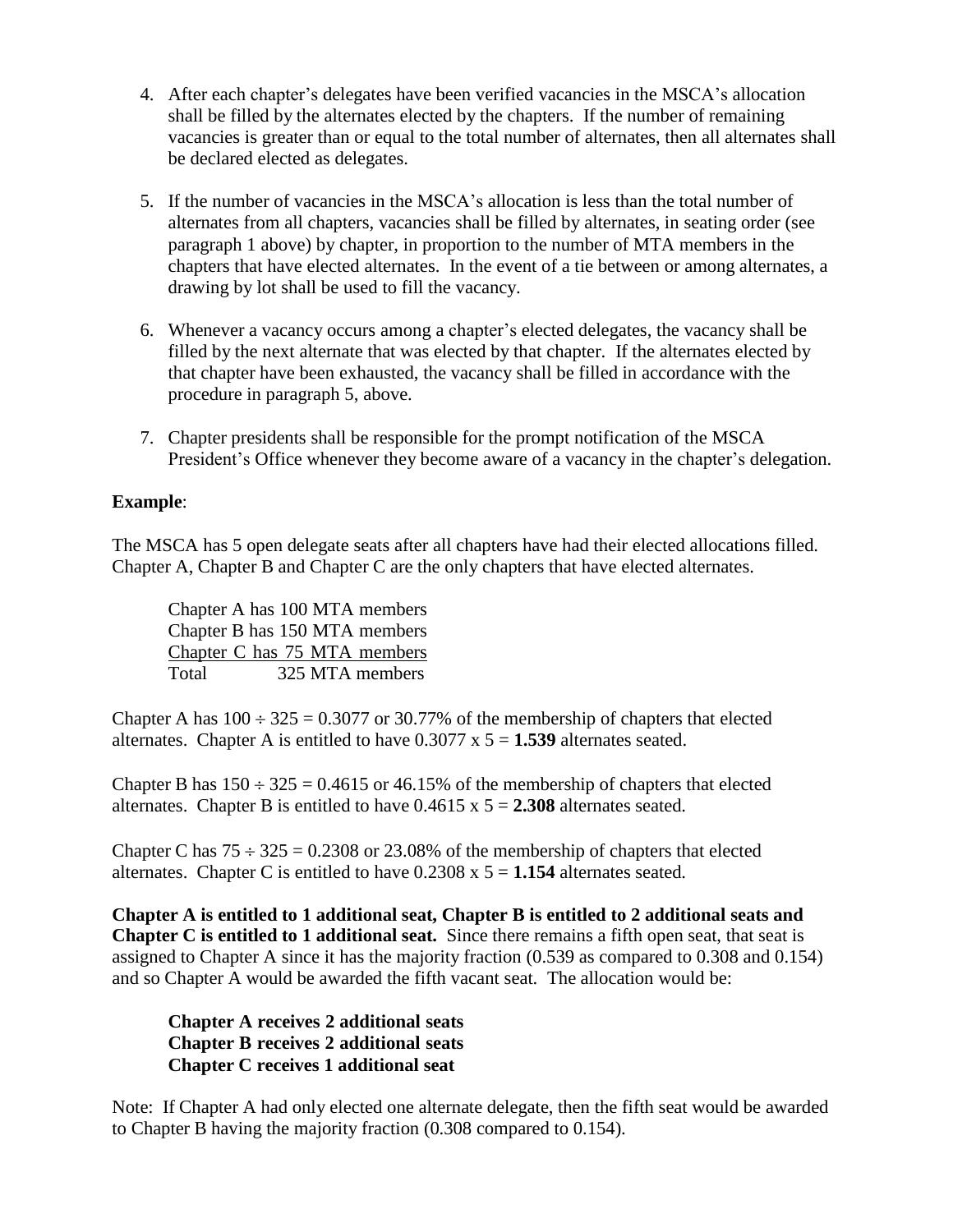4. After each chapter's delegates have been verified vacancies in the MSCA's allocation shall be filled by the alternates elected by the chapters. If the number of remaining vacancies is greater than or equal to the total number of alternates, then all alternates shall be declared elected as delegates.

5. If the number of vacancies in the MSCA's allocation is less than the total number of alternates from all chapters, vacancies shall be filled by alternates, in seating order (see paragraph 1 above) by chapter, in proportion to the number of MTA members in the chapters that have elected alternates. In the event of a tie between or among alternates, a drawing by lot shall be used to fill the vacancy.

6. Whenever a vacancy occurs among a chapter's elected delegates, the vacancy shall be filled by the next alternate that was elected by that chapter. If the alternates elected by that chapter have been exhausted, the vacancy shall be filled in accordance with the procedure in paragraph 5, above.

7. Chapter presidents shall be responsible for the prompt notification of the MSCA President's Office whenever they become aware of a vacancy in the chapter's delegation.

**Example**:

The MSCA has 5 open delegate seats after all chapters have had their elected allocations filled. Chapter A, Chapter B and Chapter C are the only chapters that have elected alternates.

| | |
|---|---|
| Chapter A has | 100 MTA members |
| Chapter B has | 150 MTA members |
| Chapter C has | 75 MTA members |
| Total | 325 MTA members |

Chapter A has $100 \div 325 = 0.3077$ or 30.77% of the membership of chapters that elected alternates. Chapter A is entitled to have $0.3077 \times 5 =$ **1.539** alternates seated.

Chapter B has $150 \div 325 = 0.4615$ or 46.15% of the membership of chapters that elected alternates. Chapter B is entitled to have $0.4615 \times 5 =$ **2.308** alternates seated.

Chapter C has $75 \div 325 = 0.2308$ or 23.08% of the membership of chapters that elected alternates. Chapter C is entitled to have $0.2308 \times 5 =$ **1.154** alternates seated.

**Chapter A is entitled to 1 additional seat, Chapter B is entitled to 2 additional seats and Chapter C is entitled to 1 additional seat.** Since there remains a fifth open seat, that seat is assigned to Chapter A since it has the majority fraction (0.539 as compared to 0.308 and 0.154) and so Chapter A would be awarded the fifth vacant seat. The allocation would be:

**Chapter A receives 2 additional seats**
**Chapter B receives 2 additional seats**
**Chapter C receives 1 additional seat**

Note: If Chapter A had only elected one alternate delegate, then the fifth seat would be awarded to Chapter B having the majority fraction (0.308 compared to 0.154).